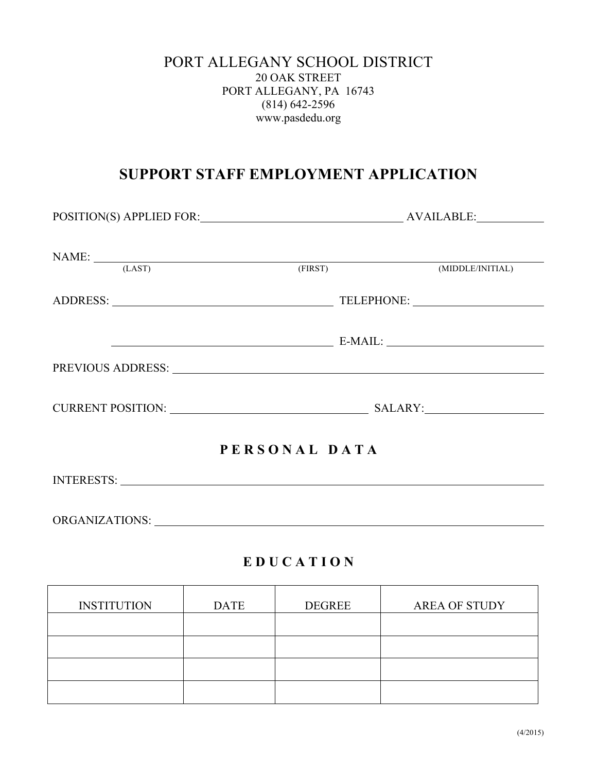# PORT ALLEGANY SCHOOL DISTRICT

20 OAK STREET
PORT ALLEGANY, PA 16743
(814) 642-2596
www.pasdedu.org

## SUPPORT STAFF EMPLOYMENT APPLICATION

POSITION(S) APPLIED FOR: ______________________ AVAILABLE: __________

NAME: ______________________________________________
(LAST) (FIRST) (MIDDLE/INITIAL)

ADDRESS: ______________________ TELEPHONE: ______________________

______________________ E-MAIL: ______________________

PREVIOUS ADDRESS: ______________________________________________

CURRENT POSITION: ______________________ SALARY: ______________________

## P E R S O N A L   D A T A

INTERESTS: ______________________________________________

ORGANIZATIONS: ______________________________________________

## E D U C A T I O N

| INSTITUTION | DATE | DEGREE | AREA OF STUDY |
|---|---|---|---|
| | | | |
| | | | |
| | | | |
| | | | |

(4/2015)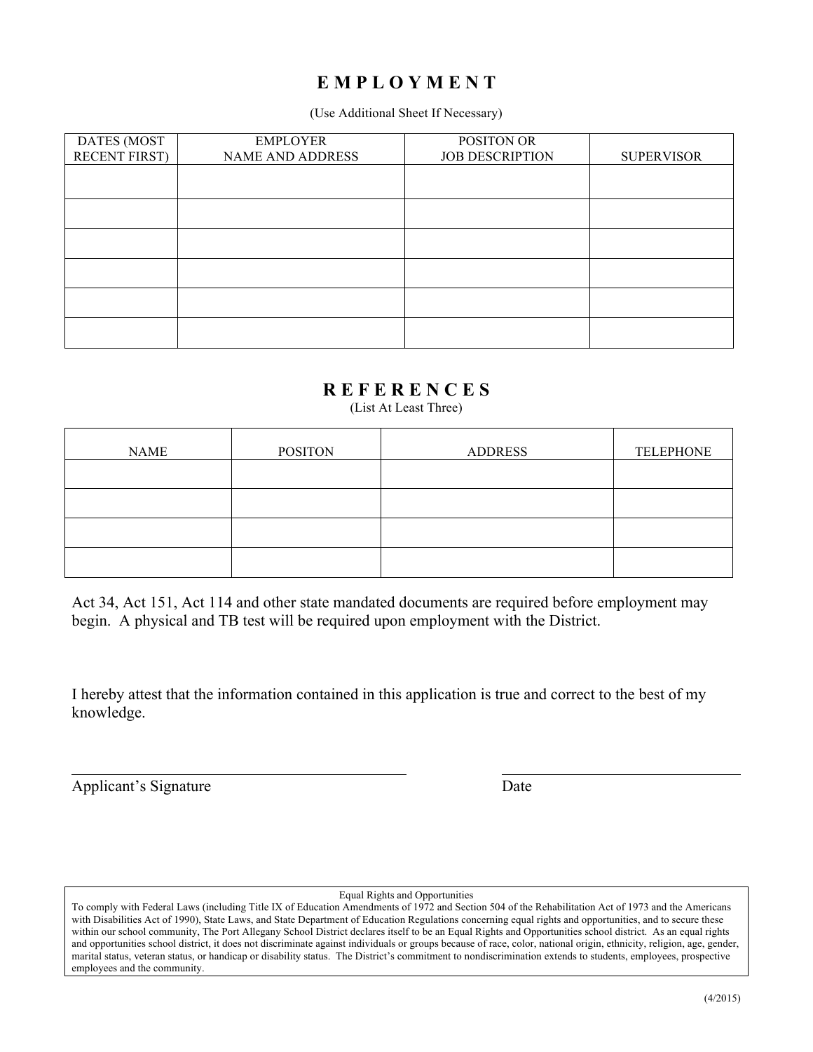# E M P L O Y M E N T

(Use Additional Sheet If Necessary)

| DATES (MOST RECENT FIRST) | EMPLOYER NAME AND ADDRESS | POSITON OR JOB DESCRIPTION | SUPERVISOR |
|---|---|---|---|
| | | | |
| | | | |
| | | | |
| | | | |
| | | | |
| | | | |

# R E F E R E N C E S

(List At Least Three)

| NAME | POSITON | ADDRESS | TELEPHONE |
|---|---|---|---|
| | | | |
| | | | |
| | | | |
| | | | |

Act 34, Act 151, Act 114 and other state mandated documents are required before employment may begin. A physical and TB test will be required upon employment with the District.

I hereby attest that the information contained in this application is true and correct to the best of my knowledge.

\_\_\_\_\_\_\_\_\_\_\_\_\_\_\_\_\_\_\_\_\_\_\_\_\_\_\_\_\_\_\_\_\_\_\_\_\_\_\_\_ \_\_\_\_\_\_\_\_\_\_\_\_\_\_\_\_\_\_\_\_\_\_\_\_\_\_\_\_

Applicant's Signature Date

Equal Rights and Opportunities

To comply with Federal Laws (including Title IX of Education Amendments of 1972 and Section 504 of the Rehabilitation Act of 1973 and the Americans with Disabilities Act of 1990), State Laws, and State Department of Education Regulations concerning equal rights and opportunities, and to secure these within our school community, The Port Allegany School District declares itself to be an Equal Rights and Opportunities school district. As an equal rights and opportunities school district, it does not discriminate against individuals or groups because of race, color, national origin, ethnicity, religion, age, gender, marital status, veteran status, or handicap or disability status. The District's commitment to nondiscrimination extends to students, employees, prospective employees and the community.

(4/2015)